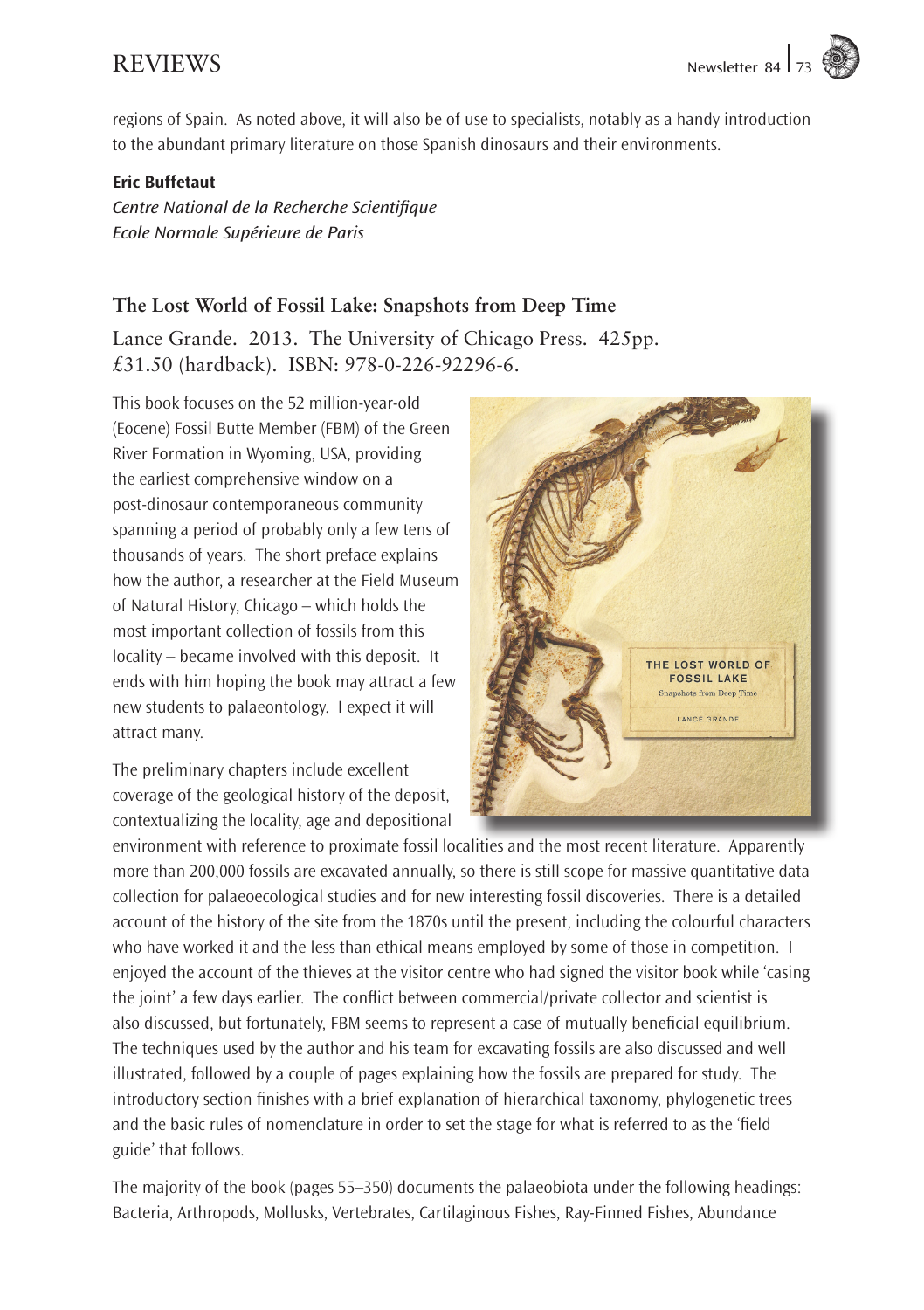regions of Spain. As noted above, it will also be of use to specialists, notably as a handy introduction to the abundant primary literature on those Spanish dinosaurs and their environments.

**Eric Buffetaut**
*Centre National de la Recherche Scientifique*
*Ecole Normale Supérieure de Paris*

## The Lost World of Fossil Lake: Snapshots from Deep Time

Lance Grande. 2013. The University of Chicago Press. 425pp. £31.50 (hardback). ISBN: 978-0-226-92296-6.

This book focuses on the 52 million-year-old (Eocene) Fossil Butte Member (FBM) of the Green River Formation in Wyoming, USA, providing the earliest comprehensive window on a post-dinosaur contemporaneous community spanning a period of probably only a few tens of thousands of years. The short preface explains how the author, a researcher at the Field Museum of Natural History, Chicago – which holds the most important collection of fossils from this locality – became involved with this deposit. It ends with him hoping the book may attract a few new students to palaeontology. I expect it will attract many.

The preliminary chapters include excellent coverage of the geological history of the deposit, contextualizing the locality, age and depositional environment with reference to proximate fossil localities and the most recent literature. Apparently more than 200,000 fossils are excavated annually, so there is still scope for massive quantitative data collection for palaeoecological studies and for new interesting fossil discoveries. There is a detailed account of the history of the site from the 1870s until the present, including the colourful characters who have worked it and the less than ethical means employed by some of those in competition. I enjoyed the account of the thieves at the visitor centre who had signed the visitor book while 'casing the joint' a few days earlier. The conflict between commercial/private collector and scientist is also discussed, but fortunately, FBM seems to represent a case of mutually beneficial equilibrium. The techniques used by the author and his team for excavating fossils are also discussed and well illustrated, followed by a couple of pages explaining how the fossils are prepared for study. The introductory section finishes with a brief explanation of hierarchical taxonomy, phylogenetic trees and the basic rules of nomenclature in order to set the stage for what is referred to as the 'field guide' that follows.

The majority of the book (pages 55–350) documents the palaeobiota under the following headings: Bacteria, Arthropods, Mollusks, Vertebrates, Cartilaginous Fishes, Ray-Finned Fishes, Abundance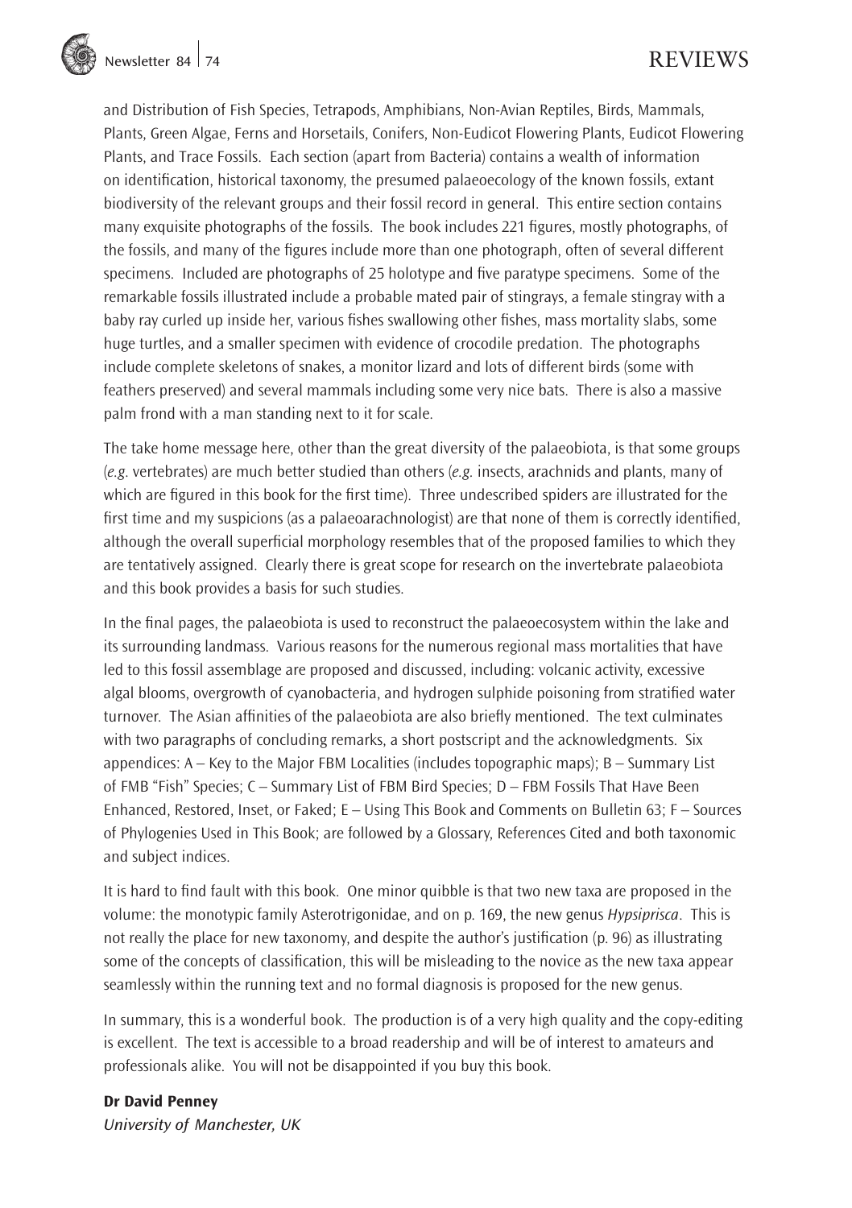and Distribution of Fish Species, Tetrapods, Amphibians, Non-Avian Reptiles, Birds, Mammals, Plants, Green Algae, Ferns and Horsetails, Conifers, Non-Eudicot Flowering Plants, Eudicot Flowering Plants, and Trace Fossils. Each section (apart from Bacteria) contains a wealth of information on identification, historical taxonomy, the presumed palaeoecology of the known fossils, extant biodiversity of the relevant groups and their fossil record in general. This entire section contains many exquisite photographs of the fossils. The book includes 221 figures, mostly photographs, of the fossils, and many of the figures include more than one photograph, often of several different specimens. Included are photographs of 25 holotype and five paratype specimens. Some of the remarkable fossils illustrated include a probable mated pair of stingrays, a female stingray with a baby ray curled up inside her, various fishes swallowing other fishes, mass mortality slabs, some huge turtles, and a smaller specimen with evidence of crocodile predation. The photographs include complete skeletons of snakes, a monitor lizard and lots of different birds (some with feathers preserved) and several mammals including some very nice bats. There is also a massive palm frond with a man standing next to it for scale.

The take home message here, other than the great diversity of the palaeobiota, is that some groups (*e.g.* vertebrates) are much better studied than others (*e.g.* insects, arachnids and plants, many of which are figured in this book for the first time). Three undescribed spiders are illustrated for the first time and my suspicions (as a palaeoarachnologist) are that none of them is correctly identified, although the overall superficial morphology resembles that of the proposed families to which they are tentatively assigned. Clearly there is great scope for research on the invertebrate palaeobiota and this book provides a basis for such studies.

In the final pages, the palaeobiota is used to reconstruct the palaeoecosystem within the lake and its surrounding landmass. Various reasons for the numerous regional mass mortalities that have led to this fossil assemblage are proposed and discussed, including: volcanic activity, excessive algal blooms, overgrowth of cyanobacteria, and hydrogen sulphide poisoning from stratified water turnover. The Asian affinities of the palaeobiota are also briefly mentioned. The text culminates with two paragraphs of concluding remarks, a short postscript and the acknowledgments. Six appendices: A – Key to the Major FBM Localities (includes topographic maps); B – Summary List of FMB "Fish" Species; C – Summary List of FBM Bird Species; D – FBM Fossils That Have Been Enhanced, Restored, Inset, or Faked; E – Using This Book and Comments on Bulletin 63; F – Sources of Phylogenies Used in This Book; are followed by a Glossary, References Cited and both taxonomic and subject indices.

It is hard to find fault with this book. One minor quibble is that two new taxa are proposed in the volume: the monotypic family Asterotrigonidae, and on p. 169, the new genus *Hypsiprisca*. This is not really the place for new taxonomy, and despite the author's justification (p. 96) as illustrating some of the concepts of classification, this will be misleading to the novice as the new taxa appear seamlessly within the running text and no formal diagnosis is proposed for the new genus.

In summary, this is a wonderful book. The production is of a very high quality and the copy-editing is excellent. The text is accessible to a broad readership and will be of interest to amateurs and professionals alike. You will not be disappointed if you buy this book.

**Dr David Penney**
*University of Manchester, UK*